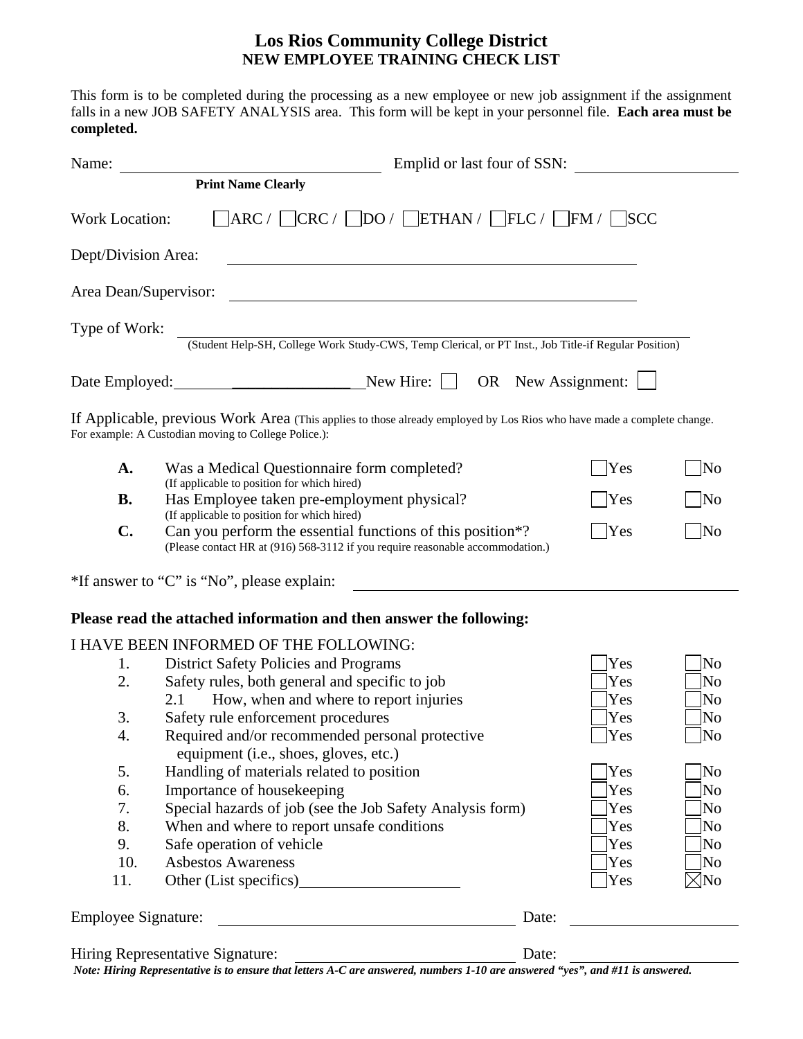# Los Rios Community College District
## NEW EMPLOYEE TRAINING CHECK LIST

This form is to be completed during the processing as a new employee or new job assignment if the assignment falls in a new JOB SAFETY ANALYSIS area. This form will be kept in your personnel file. **Each area must be completed.**

Name: ______________________________ Emplid or last four of SSN: ____________________

**Print Name Clearly**

Work Location: ☐ARC / ☐CRC / ☐DO / ☐ETHAN / ☐FLC / ☐FM / ☐SCC

Dept/Division Area: ____________________________________________

Area Dean/Supervisor: ____________________________________________

Type of Work: ____________________________________________

(Student Help-SH, College Work Study-CWS, Temp Clerical, or PT Inst., Job Title-if Regular Position)

Date Employed: ________________ New Hire: ☐ OR New Assignment: ☐

If Applicable, previous Work Area (This applies to those already employed by Los Rios who have made a complete change. For example: A Custodian moving to College Police.):

| | | | |
|---|---|---|---|
| **A.** | Was a Medical Questionnaire form completed? (If applicable to position for which hired) | ☐Yes | ☐No |
| **B.** | Has Employee taken pre-employment physical? (If applicable to position for which hired) | ☐Yes | ☐No |
| **C.** | Can you perform the essential functions of this position*? (Please contact HR at (916) 568-3112 if you require reasonable accommodation.) | ☐Yes | ☐No |

*If answer to "C" is "No", please explain: ____________________________________________

**Please read the attached information and then answer the following:**

I HAVE BEEN INFORMED OF THE FOLLOWING:

| | | | |
|---|---|---|---|
| 1. | District Safety Policies and Programs | ☐Yes | ☐No |
| 2. | Safety rules, both general and specific to job | ☐Yes | ☐No |
| | 2.1 How, when and where to report injuries | ☐Yes | ☐No |
| 3. | Safety rule enforcement procedures | ☐Yes | ☐No |
| 4. | Required and/or recommended personal protective equipment (i.e., shoes, gloves, etc.) | ☐Yes | ☐No |
| 5. | Handling of materials related to position | ☐Yes | ☐No |
| 6. | Importance of housekeeping | ☐Yes | ☐No |
| 7. | Special hazards of job (see the Job Safety Analysis form) | ☐Yes | ☐No |
| 8. | When and where to report unsafe conditions | ☐Yes | ☐No |
| 9. | Safe operation of vehicle | ☐Yes | ☐No |
| 10. | Asbestos Awareness | ☐Yes | ☐No |
| 11. | Other (List specifics)____________________ | ☐Yes | ☒No |

Employee Signature: ______________________________ Date: ____________________

Hiring Representative Signature: ______________________________ Date: ____________________

***Note: Hiring Representative is to ensure that letters A-C are answered, numbers 1-10 are answered "yes", and #11 is answered.***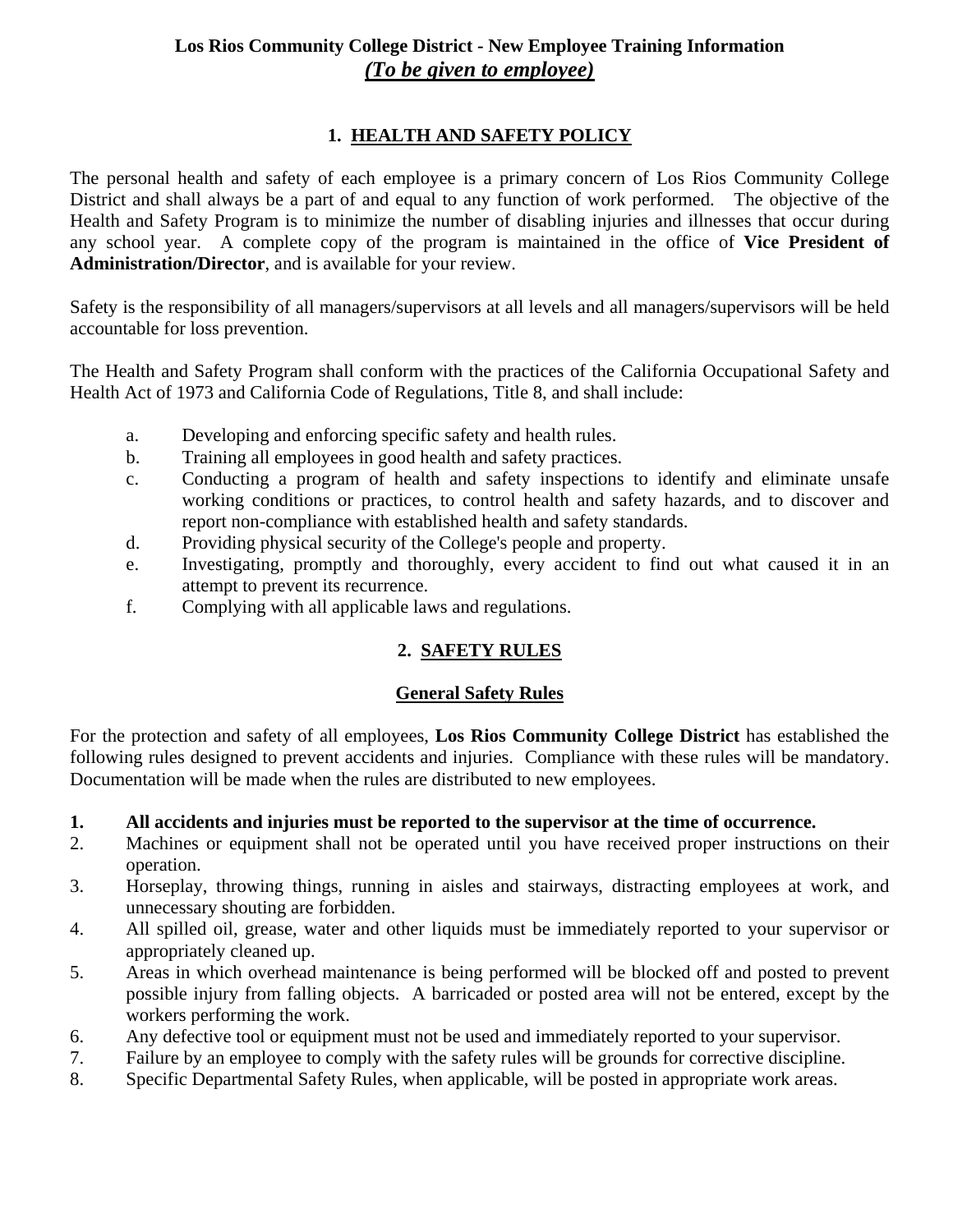**Los Rios Community College District - New Employee Training Information**
***(To be given to employee)***

## 1. HEALTH AND SAFETY POLICY

The personal health and safety of each employee is a primary concern of Los Rios Community College District and shall always be a part of and equal to any function of work performed. The objective of the Health and Safety Program is to minimize the number of disabling injuries and illnesses that occur during any school year. A complete copy of the program is maintained in the office of **Vice President of Administration/Director**, and is available for your review.

Safety is the responsibility of all managers/supervisors at all levels and all managers/supervisors will be held accountable for loss prevention.

The Health and Safety Program shall conform with the practices of the California Occupational Safety and Health Act of 1973 and California Code of Regulations, Title 8, and shall include:

a. Developing and enforcing specific safety and health rules.
b. Training all employees in good health and safety practices.
c. Conducting a program of health and safety inspections to identify and eliminate unsafe working conditions or practices, to control health and safety hazards, and to discover and report non-compliance with established health and safety standards.
d. Providing physical security of the College's people and property.
e. Investigating, promptly and thoroughly, every accident to find out what caused it in an attempt to prevent its recurrence.
f. Complying with all applicable laws and regulations.

## 2. SAFETY RULES

### General Safety Rules

For the protection and safety of all employees, **Los Rios Community College District** has established the following rules designed to prevent accidents and injuries. Compliance with these rules will be mandatory. Documentation will be made when the rules are distributed to new employees.

1. **All accidents and injuries must be reported to the supervisor at the time of occurrence.**
2. Machines or equipment shall not be operated until you have received proper instructions on their operation.
3. Horseplay, throwing things, running in aisles and stairways, distracting employees at work, and unnecessary shouting are forbidden.
4. All spilled oil, grease, water and other liquids must be immediately reported to your supervisor or appropriately cleaned up.
5. Areas in which overhead maintenance is being performed will be blocked off and posted to prevent possible injury from falling objects. A barricaded or posted area will not be entered, except by the workers performing the work.
6. Any defective tool or equipment must not be used and immediately reported to your supervisor.
7. Failure by an employee to comply with the safety rules will be grounds for corrective discipline.
8. Specific Departmental Safety Rules, when applicable, will be posted in appropriate work areas.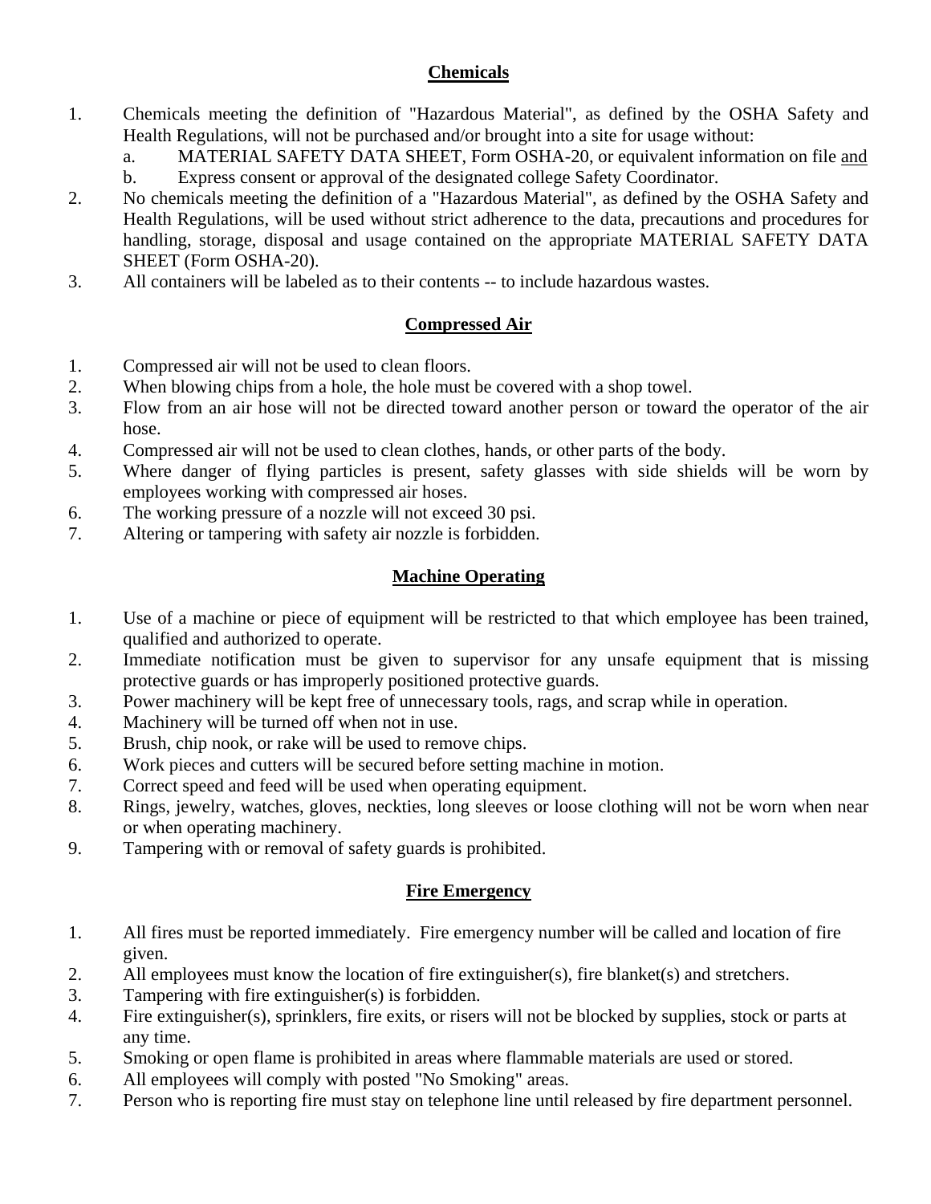## Chemicals

1. Chemicals meeting the definition of "Hazardous Material", as defined by the OSHA Safety and Health Regulations, will not be purchased and/or brought into a site for usage without:
   a. MATERIAL SAFETY DATA SHEET, Form OSHA-20, or equivalent information on file and
   b. Express consent or approval of the designated college Safety Coordinator.
2. No chemicals meeting the definition of a "Hazardous Material", as defined by the OSHA Safety and Health Regulations, will be used without strict adherence to the data, precautions and procedures for handling, storage, disposal and usage contained on the appropriate MATERIAL SAFETY DATA SHEET (Form OSHA-20).
3. All containers will be labeled as to their contents -- to include hazardous wastes.

## Compressed Air

1. Compressed air will not be used to clean floors.
2. When blowing chips from a hole, the hole must be covered with a shop towel.
3. Flow from an air hose will not be directed toward another person or toward the operator of the air hose.
4. Compressed air will not be used to clean clothes, hands, or other parts of the body.
5. Where danger of flying particles is present, safety glasses with side shields will be worn by employees working with compressed air hoses.
6. The working pressure of a nozzle will not exceed 30 psi.
7. Altering or tampering with safety air nozzle is forbidden.

## Machine Operating

1. Use of a machine or piece of equipment will be restricted to that which employee has been trained, qualified and authorized to operate.
2. Immediate notification must be given to supervisor for any unsafe equipment that is missing protective guards or has improperly positioned protective guards.
3. Power machinery will be kept free of unnecessary tools, rags, and scrap while in operation.
4. Machinery will be turned off when not in use.
5. Brush, chip nook, or rake will be used to remove chips.
6. Work pieces and cutters will be secured before setting machine in motion.
7. Correct speed and feed will be used when operating equipment.
8. Rings, jewelry, watches, gloves, neckties, long sleeves or loose clothing will not be worn when near or when operating machinery.
9. Tampering with or removal of safety guards is prohibited.

## Fire Emergency

1. All fires must be reported immediately. Fire emergency number will be called and location of fire given.
2. All employees must know the location of fire extinguisher(s), fire blanket(s) and stretchers.
3. Tampering with fire extinguisher(s) is forbidden.
4. Fire extinguisher(s), sprinklers, fire exits, or risers will not be blocked by supplies, stock or parts at any time.
5. Smoking or open flame is prohibited in areas where flammable materials are used or stored.
6. All employees will comply with posted "No Smoking" areas.
7. Person who is reporting fire must stay on telephone line until released by fire department personnel.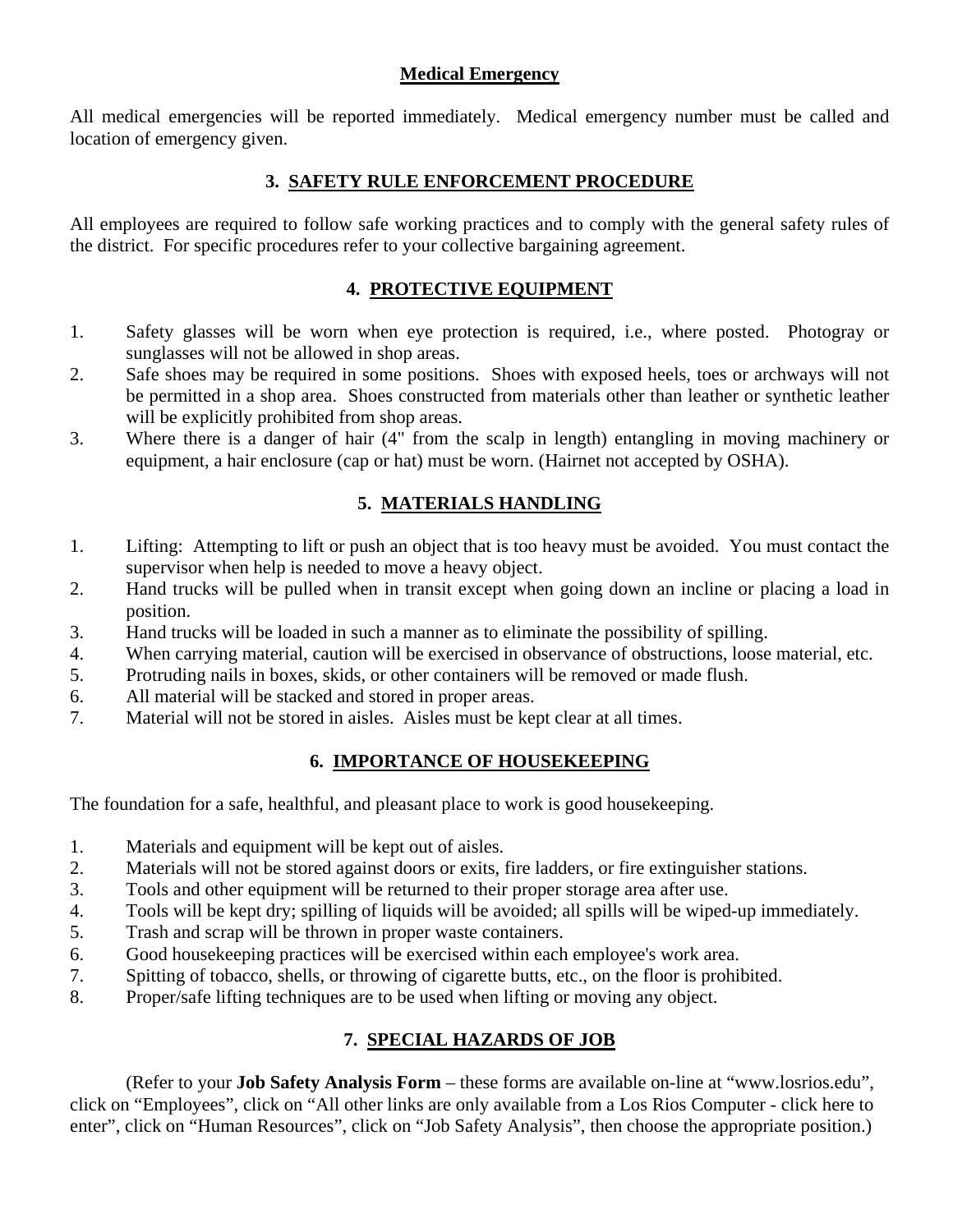## Medical Emergency

All medical emergencies will be reported immediately. Medical emergency number must be called and location of emergency given.

## 3. SAFETY RULE ENFORCEMENT PROCEDURE

All employees are required to follow safe working practices and to comply with the general safety rules of the district. For specific procedures refer to your collective bargaining agreement.

## 4. PROTECTIVE EQUIPMENT

1. Safety glasses will be worn when eye protection is required, i.e., where posted. Photogray or sunglasses will not be allowed in shop areas.
2. Safe shoes may be required in some positions. Shoes with exposed heels, toes or archways will not be permitted in a shop area. Shoes constructed from materials other than leather or synthetic leather will be explicitly prohibited from shop areas.
3. Where there is a danger of hair (4" from the scalp in length) entangling in moving machinery or equipment, a hair enclosure (cap or hat) must be worn. (Hairnet not accepted by OSHA).

## 5. MATERIALS HANDLING

1. Lifting: Attempting to lift or push an object that is too heavy must be avoided. You must contact the supervisor when help is needed to move a heavy object.
2. Hand trucks will be pulled when in transit except when going down an incline or placing a load in position.
3. Hand trucks will be loaded in such a manner as to eliminate the possibility of spilling.
4. When carrying material, caution will be exercised in observance of obstructions, loose material, etc.
5. Protruding nails in boxes, skids, or other containers will be removed or made flush.
6. All material will be stacked and stored in proper areas.
7. Material will not be stored in aisles. Aisles must be kept clear at all times.

## 6. IMPORTANCE OF HOUSEKEEPING

The foundation for a safe, healthful, and pleasant place to work is good housekeeping.

1. Materials and equipment will be kept out of aisles.
2. Materials will not be stored against doors or exits, fire ladders, or fire extinguisher stations.
3. Tools and other equipment will be returned to their proper storage area after use.
4. Tools will be kept dry; spilling of liquids will be avoided; all spills will be wiped-up immediately.
5. Trash and scrap will be thrown in proper waste containers.
6. Good housekeeping practices will be exercised within each employee's work area.
7. Spitting of tobacco, shells, or throwing of cigarette butts, etc., on the floor is prohibited.
8. Proper/safe lifting techniques are to be used when lifting or moving any object.

## 7. SPECIAL HAZARDS OF JOB

(Refer to your **Job Safety Analysis Form** – these forms are available on-line at "www.losrios.edu", click on "Employees", click on "All other links are only available from a Los Rios Computer - click here to enter", click on "Human Resources", click on "Job Safety Analysis", then choose the appropriate position.)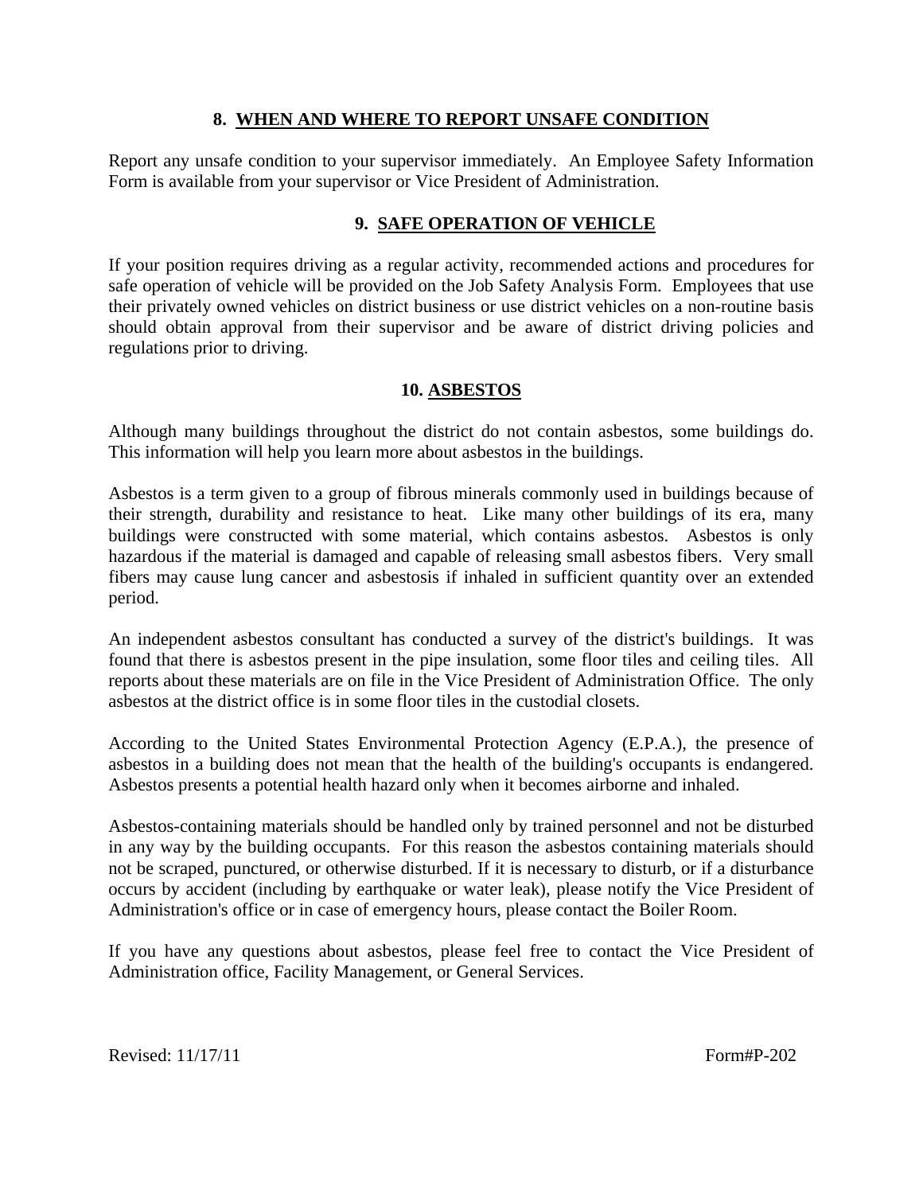## 8. WHEN AND WHERE TO REPORT UNSAFE CONDITION

Report any unsafe condition to your supervisor immediately. An Employee Safety Information Form is available from your supervisor or Vice President of Administration.

## 9. SAFE OPERATION OF VEHICLE

If your position requires driving as a regular activity, recommended actions and procedures for safe operation of vehicle will be provided on the Job Safety Analysis Form. Employees that use their privately owned vehicles on district business or use district vehicles on a non-routine basis should obtain approval from their supervisor and be aware of district driving policies and regulations prior to driving.

## 10. ASBESTOS

Although many buildings throughout the district do not contain asbestos, some buildings do. This information will help you learn more about asbestos in the buildings.

Asbestos is a term given to a group of fibrous minerals commonly used in buildings because of their strength, durability and resistance to heat. Like many other buildings of its era, many buildings were constructed with some material, which contains asbestos. Asbestos is only hazardous if the material is damaged and capable of releasing small asbestos fibers. Very small fibers may cause lung cancer and asbestosis if inhaled in sufficient quantity over an extended period.

An independent asbestos consultant has conducted a survey of the district's buildings. It was found that there is asbestos present in the pipe insulation, some floor tiles and ceiling tiles. All reports about these materials are on file in the Vice President of Administration Office. The only asbestos at the district office is in some floor tiles in the custodial closets.

According to the United States Environmental Protection Agency (E.P.A.), the presence of asbestos in a building does not mean that the health of the building's occupants is endangered. Asbestos presents a potential health hazard only when it becomes airborne and inhaled.

Asbestos-containing materials should be handled only by trained personnel and not be disturbed in any way by the building occupants. For this reason the asbestos containing materials should not be scraped, punctured, or otherwise disturbed. If it is necessary to disturb, or if a disturbance occurs by accident (including by earthquake or water leak), please notify the Vice President of Administration's office or in case of emergency hours, please contact the Boiler Room.

If you have any questions about asbestos, please feel free to contact the Vice President of Administration office, Facility Management, or General Services.

Revised: 11/17/11 Form#P-202